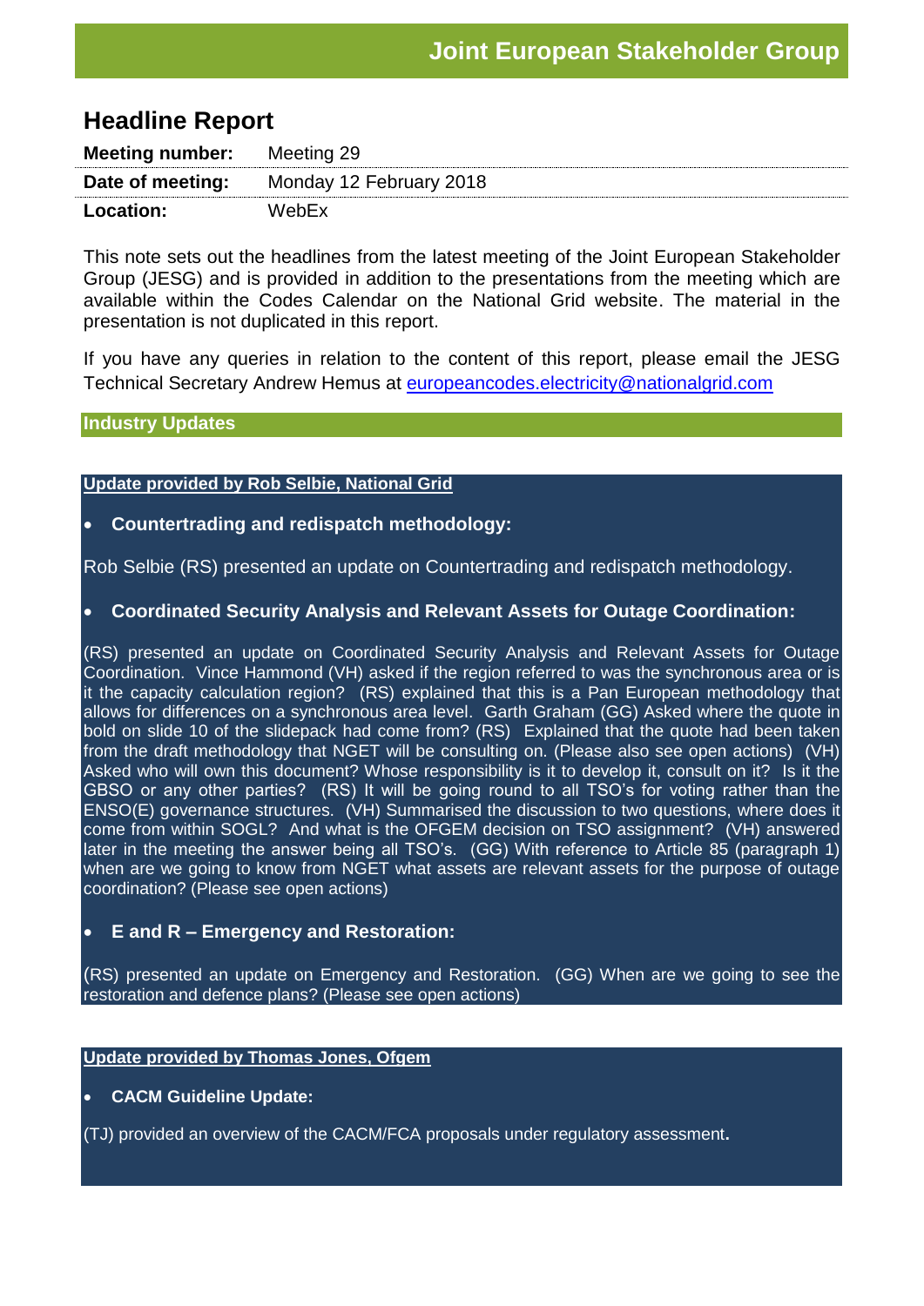# Joint European Stakeholder Group

## Headline Report

| **Meeting number:** | Meeting 29 |
|---|---|
| **Date of meeting:** | Monday 12 February 2018 |
| **Location:** | WebEx |

This note sets out the headlines from the latest meeting of the Joint European Stakeholder Group (JESG) and is provided in addition to the presentations from the meeting which are available within the Codes Calendar on the National Grid website. The material in the presentation is not duplicated in this report.

If you have any queries in relation to the content of this report, please email the JESG Technical Secretary Andrew Hemus at europeancodes.electricity@nationalgrid.com

### Industry Updates

**Update provided by Rob Selbie, National Grid**

- **Countertrading and redispatch methodology:**

Rob Selbie (RS) presented an update on Countertrading and redispatch methodology.

- **Coordinated Security Analysis and Relevant Assets for Outage Coordination:**

(RS) presented an update on Coordinated Security Analysis and Relevant Assets for Outage Coordination. Vince Hammond (VH) asked if the region referred to was the synchronous area or is it the capacity calculation region? (RS) explained that this is a Pan European methodology that allows for differences on a synchronous area level. Garth Graham (GG) Asked where the quote in bold on slide 10 of the slidepack had come from? (RS) Explained that the quote had been taken from the draft methodology that NGET will be consulting on. (Please also see open actions) (VH) Asked who will own this document? Whose responsibility is it to develop it, consult on it? Is it the GBSO or any other parties? (RS) It will be going round to all TSO's for voting rather than the ENSO(E) governance structures. (VH) Summarised the discussion to two questions, where does it come from within SOGL? And what is the OFGEM decision on TSO assignment? (VH) answered later in the meeting the answer being all TSO's. (GG) With reference to Article 85 (paragraph 1) when are we going to know from NGET what assets are relevant assets for the purpose of outage coordination? (Please see open actions)

- **E and R – Emergency and Restoration:**

(RS) presented an update on Emergency and Restoration. (GG) When are we going to see the restoration and defence plans? (Please see open actions)

**Update provided by Thomas Jones, Ofgem**

- **CACM Guideline Update:**

(TJ) provided an overview of the CACM/FCA proposals under regulatory assessment.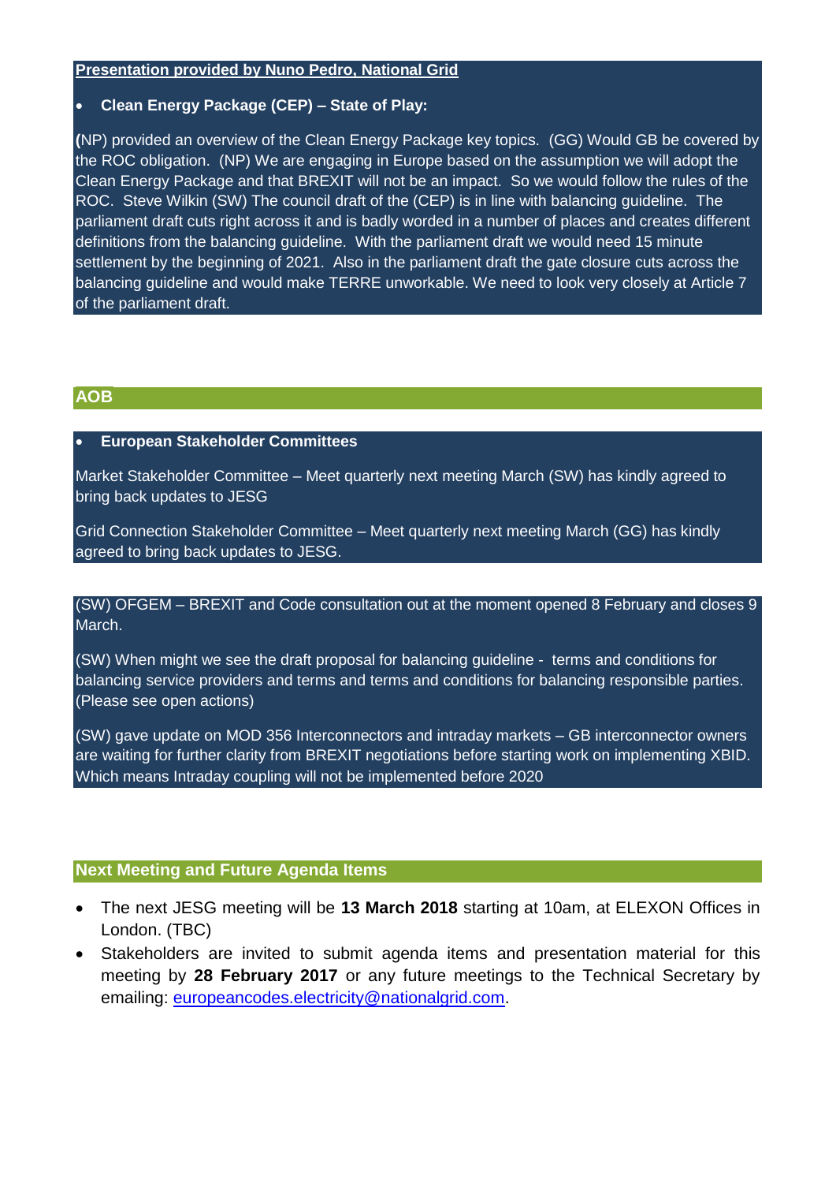**Presentation provided by Nuno Pedro, National Grid**

- **Clean Energy Package (CEP) – State of Play:**

**(**NP) provided an overview of the Clean Energy Package key topics. (GG) Would GB be covered by the ROC obligation. (NP) We are engaging in Europe based on the assumption we will adopt the Clean Energy Package and that BREXIT will not be an impact. So we would follow the rules of the ROC. Steve Wilkin (SW) The council draft of the (CEP) is in line with balancing guideline. The parliament draft cuts right across it and is badly worded in a number of places and creates different definitions from the balancing guideline. With the parliament draft we would need 15 minute settlement by the beginning of 2021. Also in the parliament draft the gate closure cuts across the balancing guideline and would make TERRE unworkable. We need to look very closely at Article 7 of the parliament draft.

## AOB

- **European Stakeholder Committees**

Market Stakeholder Committee – Meet quarterly next meeting March (SW) has kindly agreed to bring back updates to JESG

Grid Connection Stakeholder Committee – Meet quarterly next meeting March (GG) has kindly agreed to bring back updates to JESG.

(SW) OFGEM – BREXIT and Code consultation out at the moment opened 8 February and closes 9 March.

(SW) When might we see the draft proposal for balancing guideline - terms and conditions for balancing service providers and terms and terms and conditions for balancing responsible parties. (Please see open actions)

(SW) gave update on MOD 356 Interconnectors and intraday markets – GB interconnector owners are waiting for further clarity from BREXIT negotiations before starting work on implementing XBID. Which means Intraday coupling will not be implemented before 2020

## Next Meeting and Future Agenda Items

- The next JESG meeting will be **13 March 2018** starting at 10am, at ELEXON Offices in London. (TBC)
- Stakeholders are invited to submit agenda items and presentation material for this meeting by **28 February 2017** or any future meetings to the Technical Secretary by emailing: europeancodes.electricity@nationalgrid.com.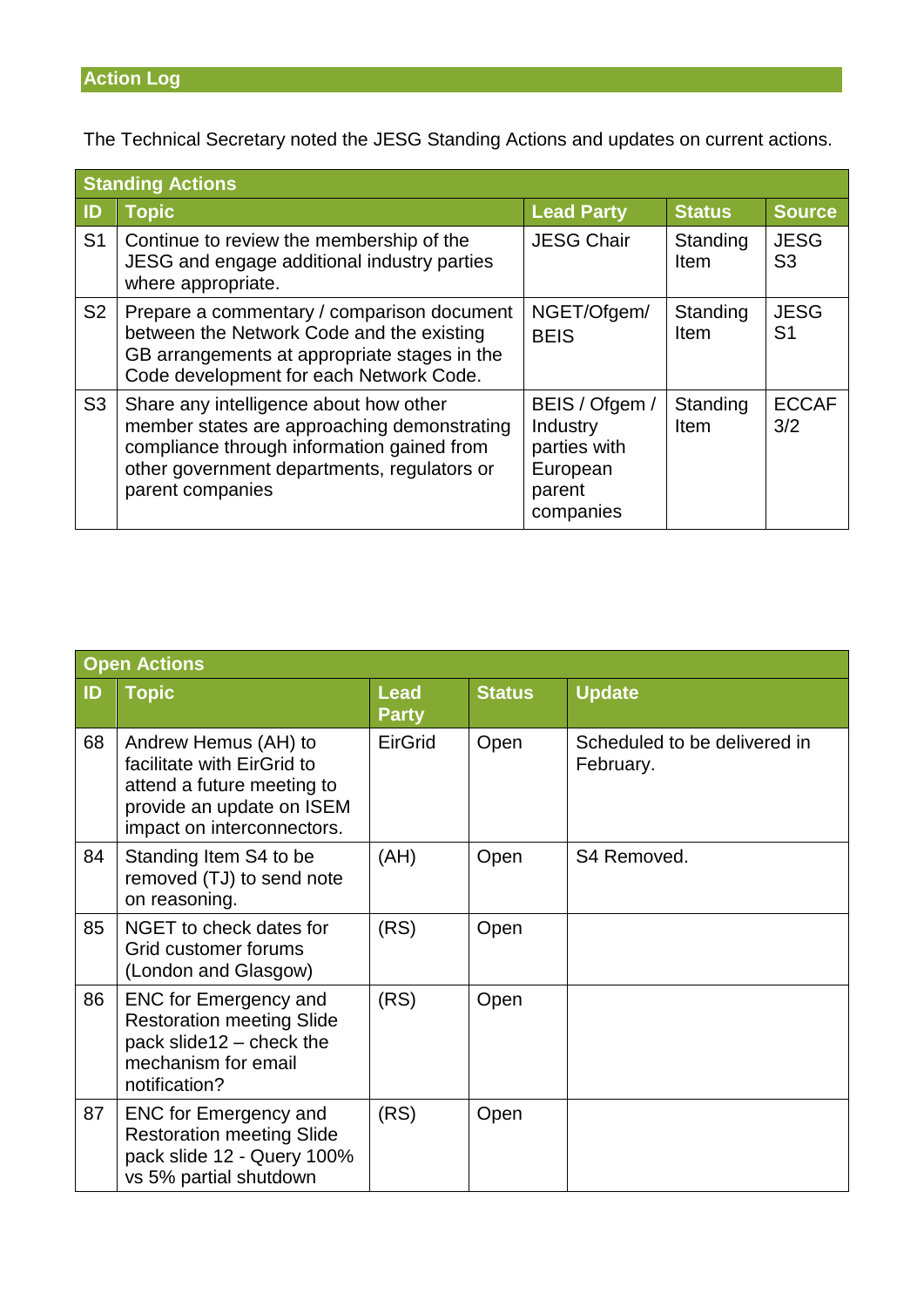## Action Log

The Technical Secretary noted the JESG Standing Actions and updates on current actions.

| Standing Actions | | | | |
|---|---|---|---|---|
| **ID** | **Topic** | **Lead Party** | **Status** | **Source** |
| S1 | Continue to review the membership of the JESG and engage additional industry parties where appropriate. | JESG Chair | Standing Item | JESG S3 |
| S2 | Prepare a commentary / comparison document between the Network Code and the existing GB arrangements at appropriate stages in the Code development for each Network Code. | NGET/Ofgem/ BEIS | Standing Item | JESG S1 |
| S3 | Share any intelligence about how other member states are approaching demonstrating compliance through information gained from other government departments, regulators or parent companies | BEIS / Ofgem / Industry parties with European parent companies | Standing Item | ECCAF 3/2 |

| Open Actions | | | | |
|---|---|---|---|---|
| **ID** | **Topic** | **Lead Party** | **Status** | **Update** |
| 68 | Andrew Hemus (AH) to facilitate with EirGrid to attend a future meeting to provide an update on ISEM impact on interconnectors. | EirGrid | Open | Scheduled to be delivered in February. |
| 84 | Standing Item S4 to be removed (TJ) to send note on reasoning. | (AH) | Open | S4 Removed. |
| 85 | NGET to check dates for Grid customer forums (London and Glasgow) | (RS) | Open | |
| 86 | ENC for Emergency and Restoration meeting Slide pack slide12 – check the mechanism for email notification? | (RS) | Open | |
| 87 | ENC for Emergency and Restoration meeting Slide pack slide 12 - Query 100% vs 5% partial shutdown | (RS) | Open | |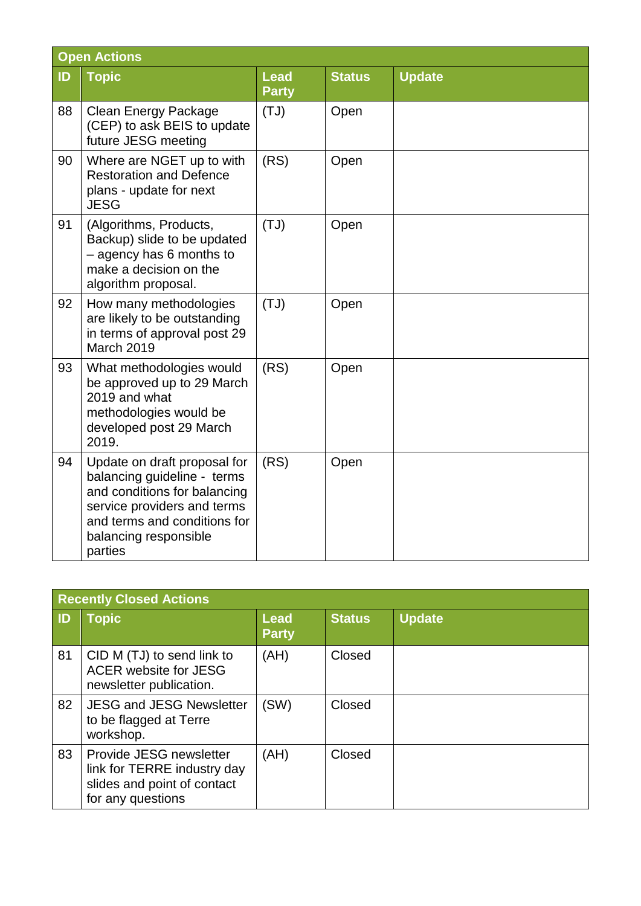| Open Actions | | | | |
|---|---|---|---|---|
| **ID** | **Topic** | **Lead Party** | **Status** | **Update** |
| 88 | Clean Energy Package (CEP) to ask BEIS to update future JESG meeting | (TJ) | Open | |
| 90 | Where are NGET up to with Restoration and Defence plans - update for next JESG | (RS) | Open | |
| 91 | (Algorithms, Products, Backup) slide to be updated – agency has 6 months to make a decision on the algorithm proposal. | (TJ) | Open | |
| 92 | How many methodologies are likely to be outstanding in terms of approval post 29 March 2019 | (TJ) | Open | |
| 93 | What methodologies would be approved up to 29 March 2019 and what methodologies would be developed post 29 March 2019. | (RS) | Open | |
| 94 | Update on draft proposal for balancing guideline - terms and conditions for balancing service providers and terms and terms and conditions for balancing responsible parties | (RS) | Open | |

| Recently Closed Actions | | | | |
|---|---|---|---|---|
| **ID** | **Topic** | **Lead Party** | **Status** | **Update** |
| 81 | CID M (TJ) to send link to ACER website for JESG newsletter publication. | (AH) | Closed | |
| 82 | JESG and JESG Newsletter to be flagged at Terre workshop. | (SW) | Closed | |
| 83 | Provide JESG newsletter link for TERRE industry day slides and point of contact for any questions | (AH) | Closed | |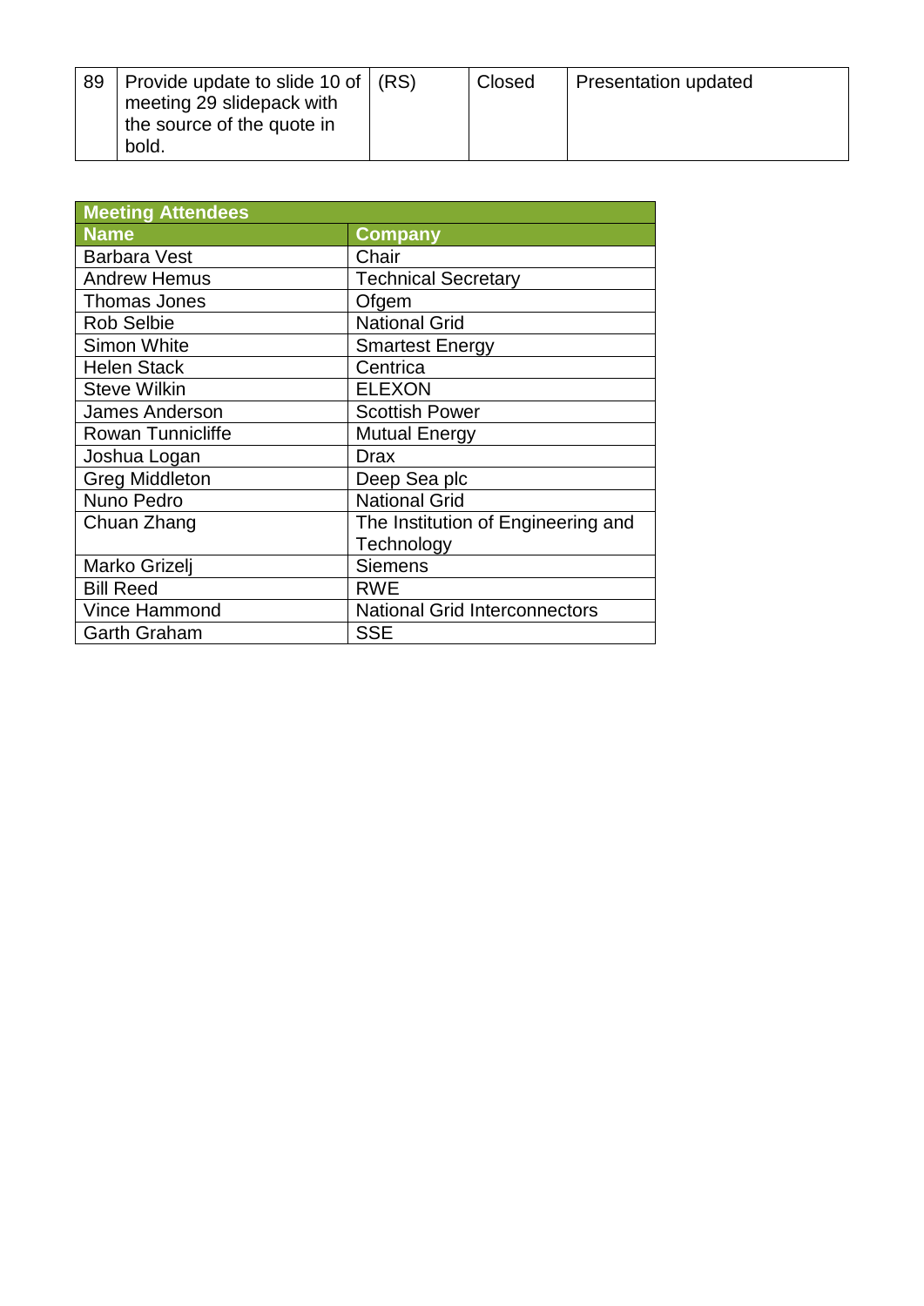| | | | | |
|---|---|---|---|---|
| 89 | Provide update to slide 10 of meeting 29 slidepack with the source of the quote in bold. | (RS) | Closed | Presentation updated |

| Meeting Attendees | |
|---|---|
| **Name** | **Company** |
| Barbara Vest | Chair |
| Andrew Hemus | Technical Secretary |
| Thomas Jones | Ofgem |
| Rob Selbie | National Grid |
| Simon White | Smartest Energy |
| Helen Stack | Centrica |
| Steve Wilkin | ELEXON |
| James Anderson | Scottish Power |
| Rowan Tunnicliffe | Mutual Energy |
| Joshua Logan | Drax |
| Greg Middleton | Deep Sea plc |
| Nuno Pedro | National Grid |
| Chuan Zhang | The Institution of Engineering and Technology |
| Marko Grizelj | Siemens |
| Bill Reed | RWE |
| Vince Hammond | National Grid Interconnectors |
| Garth Graham | SSE |